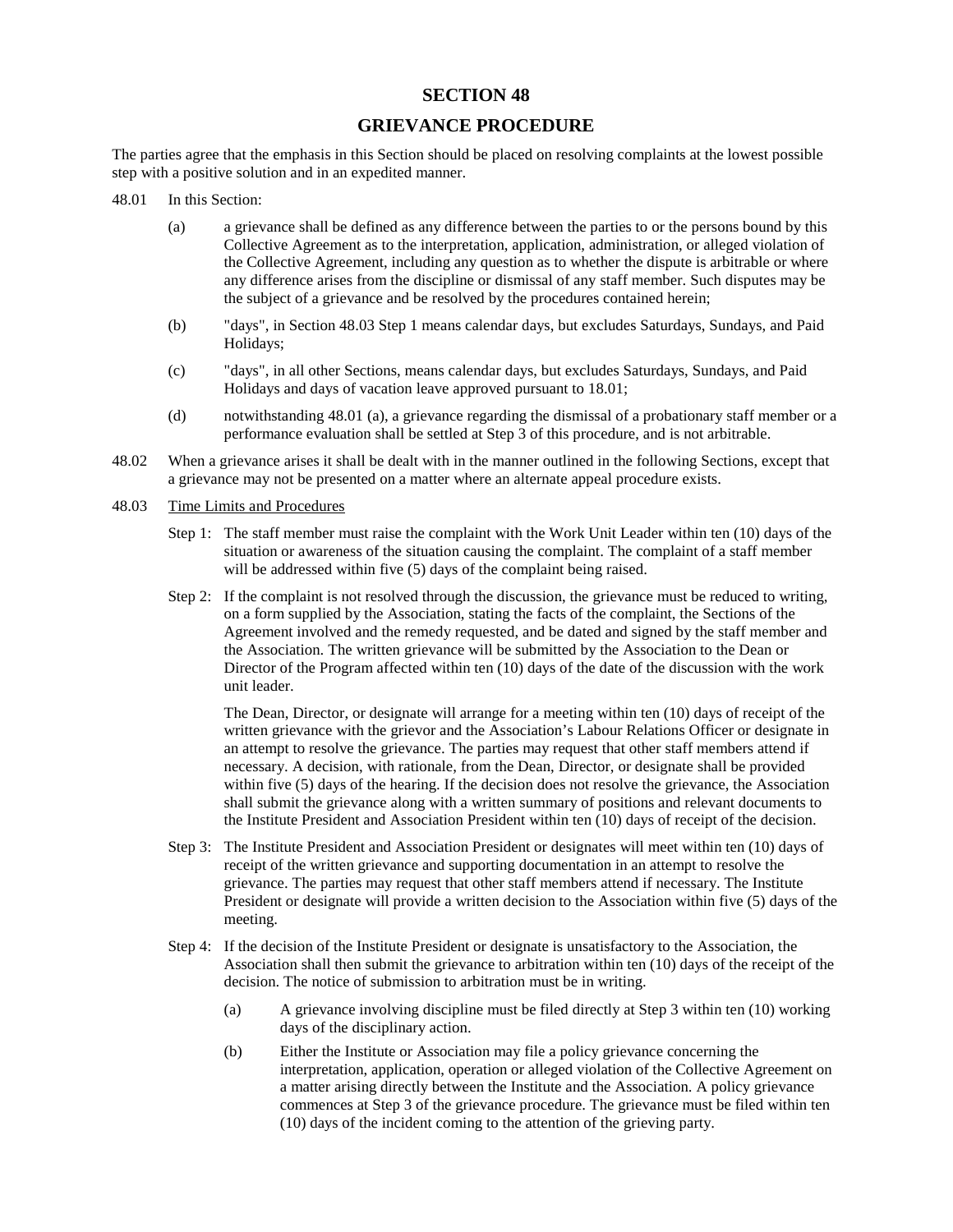# SECTION 48

# GRIEVANCE PROCEDURE

The parties agree that the emphasis in this Section should be placed on resolving complaints at the lowest possible step with a positive solution and in an expedited manner.

48.01 In this Section:

(a) a grievance shall be defined as any difference between the parties to or the persons bound by this Collective Agreement as to the interpretation, application, administration, or alleged violation of the Collective Agreement, including any question as to whether the dispute is arbitrable or where any difference arises from the discipline or dismissal of any staff member. Such disputes may be the subject of a grievance and be resolved by the procedures contained herein;

(b) "days", in Section 48.03 Step 1 means calendar days, but excludes Saturdays, Sundays, and Paid Holidays;

(c) "days", in all other Sections, means calendar days, but excludes Saturdays, Sundays, and Paid Holidays and days of vacation leave approved pursuant to 18.01;

(d) notwithstanding 48.01 (a), a grievance regarding the dismissal of a probationary staff member or a performance evaluation shall be settled at Step 3 of this procedure, and is not arbitrable.

48.02 When a grievance arises it shall be dealt with in the manner outlined in the following Sections, except that a grievance may not be presented on a matter where an alternate appeal procedure exists.

48.03 <u>Time Limits and Procedures</u>

Step 1: The staff member must raise the complaint with the Work Unit Leader within ten (10) days of the situation or awareness of the situation causing the complaint. The complaint of a staff member will be addressed within five (5) days of the complaint being raised.

Step 2: If the complaint is not resolved through the discussion, the grievance must be reduced to writing, on a form supplied by the Association, stating the facts of the complaint, the Sections of the Agreement involved and the remedy requested, and be dated and signed by the staff member and the Association. The written grievance will be submitted by the Association to the Dean or Director of the Program affected within ten (10) days of the date of the discussion with the work unit leader.

The Dean, Director, or designate will arrange for a meeting within ten (10) days of receipt of the written grievance with the grievor and the Association's Labour Relations Officer or designate in an attempt to resolve the grievance. The parties may request that other staff members attend if necessary. A decision, with rationale, from the Dean, Director, or designate shall be provided within five (5) days of the hearing. If the decision does not resolve the grievance, the Association shall submit the grievance along with a written summary of positions and relevant documents to the Institute President and Association President within ten (10) days of receipt of the decision.

Step 3: The Institute President and Association President or designates will meet within ten (10) days of receipt of the written grievance and supporting documentation in an attempt to resolve the grievance. The parties may request that other staff members attend if necessary. The Institute President or designate will provide a written decision to the Association within five (5) days of the meeting.

Step 4: If the decision of the Institute President or designate is unsatisfactory to the Association, the Association shall then submit the grievance to arbitration within ten (10) days of the receipt of the decision. The notice of submission to arbitration must be in writing.

(a) A grievance involving discipline must be filed directly at Step 3 within ten (10) working days of the disciplinary action.

(b) Either the Institute or Association may file a policy grievance concerning the interpretation, application, operation or alleged violation of the Collective Agreement on a matter arising directly between the Institute and the Association. A policy grievance commences at Step 3 of the grievance procedure. The grievance must be filed within ten (10) days of the incident coming to the attention of the grieving party.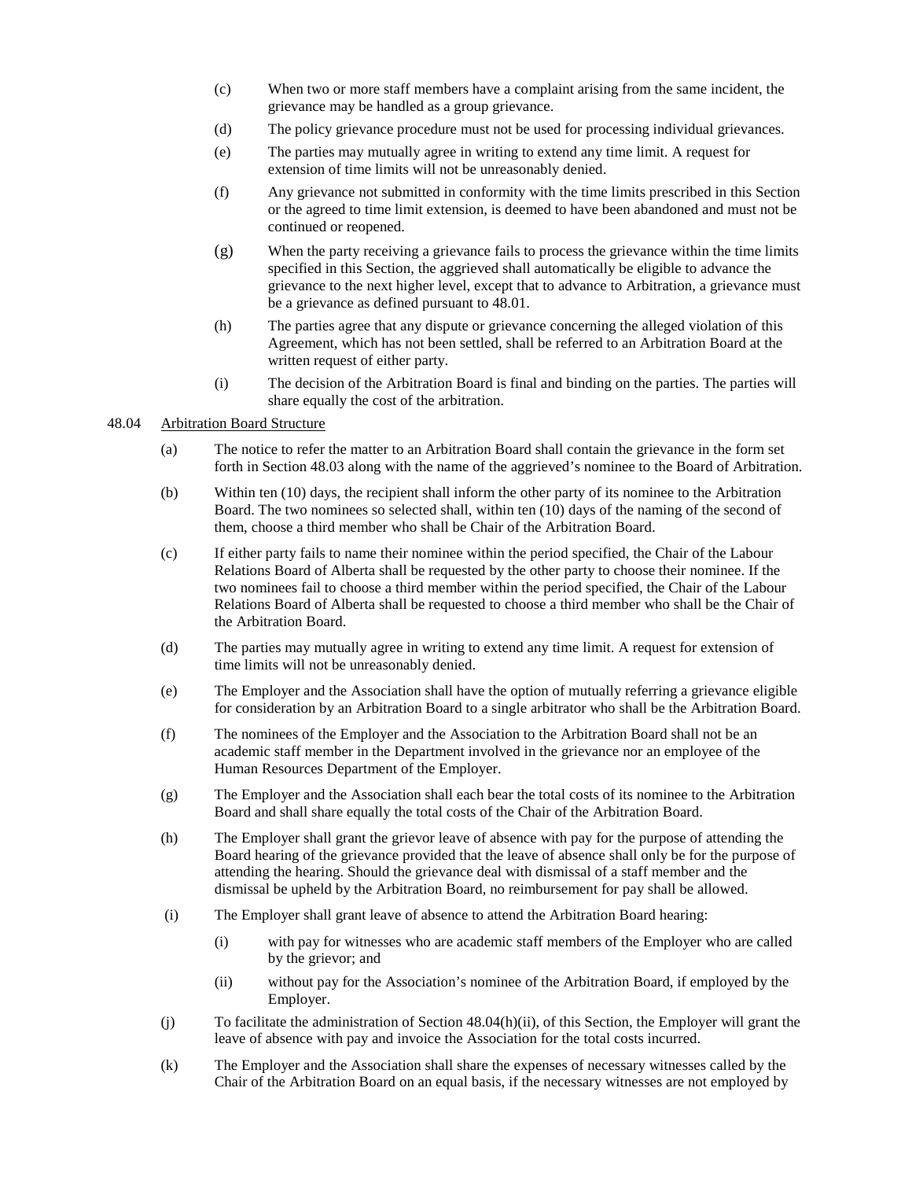(c) When two or more staff members have a complaint arising from the same incident, the grievance may be handled as a group grievance.

(d) The policy grievance procedure must not be used for processing individual grievances.

(e) The parties may mutually agree in writing to extend any time limit. A request for extension of time limits will not be unreasonably denied.

(f) Any grievance not submitted in conformity with the time limits prescribed in this Section or the agreed to time limit extension, is deemed to have been abandoned and must not be continued or reopened.

(g) When the party receiving a grievance fails to process the grievance within the time limits specified in this Section, the aggrieved shall automatically be eligible to advance the grievance to the next higher level, except that to advance to Arbitration, a grievance must be a grievance as defined pursuant to 48.01.

(h) The parties agree that any dispute or grievance concerning the alleged violation of this Agreement, which has not been settled, shall be referred to an Arbitration Board at the written request of either party.

(i) The decision of the Arbitration Board is final and binding on the parties. The parties will share equally the cost of the arbitration.

48.04 Arbitration Board Structure

(a) The notice to refer the matter to an Arbitration Board shall contain the grievance in the form set forth in Section 48.03 along with the name of the aggrieved's nominee to the Board of Arbitration.

(b) Within ten (10) days, the recipient shall inform the other party of its nominee to the Arbitration Board. The two nominees so selected shall, within ten (10) days of the naming of the second of them, choose a third member who shall be Chair of the Arbitration Board.

(c) If either party fails to name their nominee within the period specified, the Chair of the Labour Relations Board of Alberta shall be requested by the other party to choose their nominee. If the two nominees fail to choose a third member within the period specified, the Chair of the Labour Relations Board of Alberta shall be requested to choose a third member who shall be the Chair of the Arbitration Board.

(d) The parties may mutually agree in writing to extend any time limit. A request for extension of time limits will not be unreasonably denied.

(e) The Employer and the Association shall have the option of mutually referring a grievance eligible for consideration by an Arbitration Board to a single arbitrator who shall be the Arbitration Board.

(f) The nominees of the Employer and the Association to the Arbitration Board shall not be an academic staff member in the Department involved in the grievance nor an employee of the Human Resources Department of the Employer.

(g) The Employer and the Association shall each bear the total costs of its nominee to the Arbitration Board and shall share equally the total costs of the Chair of the Arbitration Board.

(h) The Employer shall grant the grievor leave of absence with pay for the purpose of attending the Board hearing of the grievance provided that the leave of absence shall only be for the purpose of attending the hearing. Should the grievance deal with dismissal of a staff member and the dismissal be upheld by the Arbitration Board, no reimbursement for pay shall be allowed.

(i) The Employer shall grant leave of absence to attend the Arbitration Board hearing:

   (i) with pay for witnesses who are academic staff members of the Employer who are called by the grievor; and

   (ii) without pay for the Association's nominee of the Arbitration Board, if employed by the Employer.

(j) To facilitate the administration of Section 48.04(h)(ii), of this Section, the Employer will grant the leave of absence with pay and invoice the Association for the total costs incurred.

(k) The Employer and the Association shall share the expenses of necessary witnesses called by the Chair of the Arbitration Board on an equal basis, if the necessary witnesses are not employed by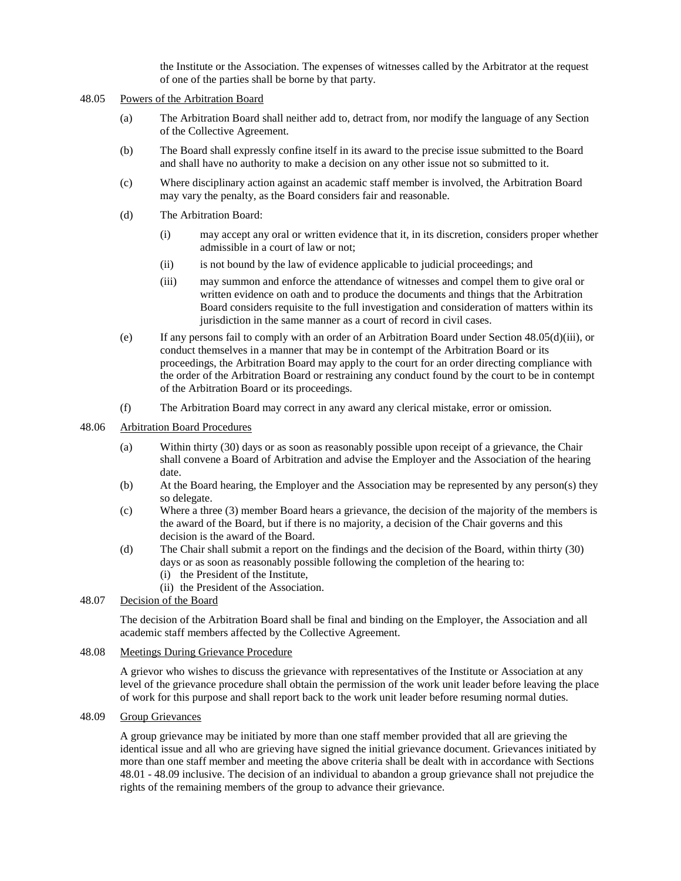the Institute or the Association. The expenses of witnesses called by the Arbitrator at the request of one of the parties shall be borne by that party.

48.05 Powers of the Arbitration Board

(a) The Arbitration Board shall neither add to, detract from, nor modify the language of any Section of the Collective Agreement.

(b) The Board shall expressly confine itself in its award to the precise issue submitted to the Board and shall have no authority to make a decision on any other issue not so submitted to it.

(c) Where disciplinary action against an academic staff member is involved, the Arbitration Board may vary the penalty, as the Board considers fair and reasonable.

(d) The Arbitration Board:

(i) may accept any oral or written evidence that it, in its discretion, considers proper whether admissible in a court of law or not;

(ii) is not bound by the law of evidence applicable to judicial proceedings; and

(iii) may summon and enforce the attendance of witnesses and compel them to give oral or written evidence on oath and to produce the documents and things that the Arbitration Board considers requisite to the full investigation and consideration of matters within its jurisdiction in the same manner as a court of record in civil cases.

(e) If any persons fail to comply with an order of an Arbitration Board under Section 48.05(d)(iii), or conduct themselves in a manner that may be in contempt of the Arbitration Board or its proceedings, the Arbitration Board may apply to the court for an order directing compliance with the order of the Arbitration Board or restraining any conduct found by the court to be in contempt of the Arbitration Board or its proceedings.

(f) The Arbitration Board may correct in any award any clerical mistake, error or omission.

48.06 Arbitration Board Procedures

(a) Within thirty (30) days or as soon as reasonably possible upon receipt of a grievance, the Chair shall convene a Board of Arbitration and advise the Employer and the Association of the hearing date.

(b) At the Board hearing, the Employer and the Association may be represented by any person(s) they so delegate.

(c) Where a three (3) member Board hears a grievance, the decision of the majority of the members is the award of the Board, but if there is no majority, a decision of the Chair governs and this decision is the award of the Board.

(d) The Chair shall submit a report on the findings and the decision of the Board, within thirty (30) days or as soon as reasonably possible following the completion of the hearing to:

(i) the President of the Institute,

(ii) the President of the Association.

48.07 Decision of the Board

The decision of the Arbitration Board shall be final and binding on the Employer, the Association and all academic staff members affected by the Collective Agreement.

48.08 Meetings During Grievance Procedure

A grievor who wishes to discuss the grievance with representatives of the Institute or Association at any level of the grievance procedure shall obtain the permission of the work unit leader before leaving the place of work for this purpose and shall report back to the work unit leader before resuming normal duties.

48.09 Group Grievances

A group grievance may be initiated by more than one staff member provided that all are grieving the identical issue and all who are grieving have signed the initial grievance document. Grievances initiated by more than one staff member and meeting the above criteria shall be dealt with in accordance with Sections 48.01 - 48.09 inclusive. The decision of an individual to abandon a group grievance shall not prejudice the rights of the remaining members of the group to advance their grievance.